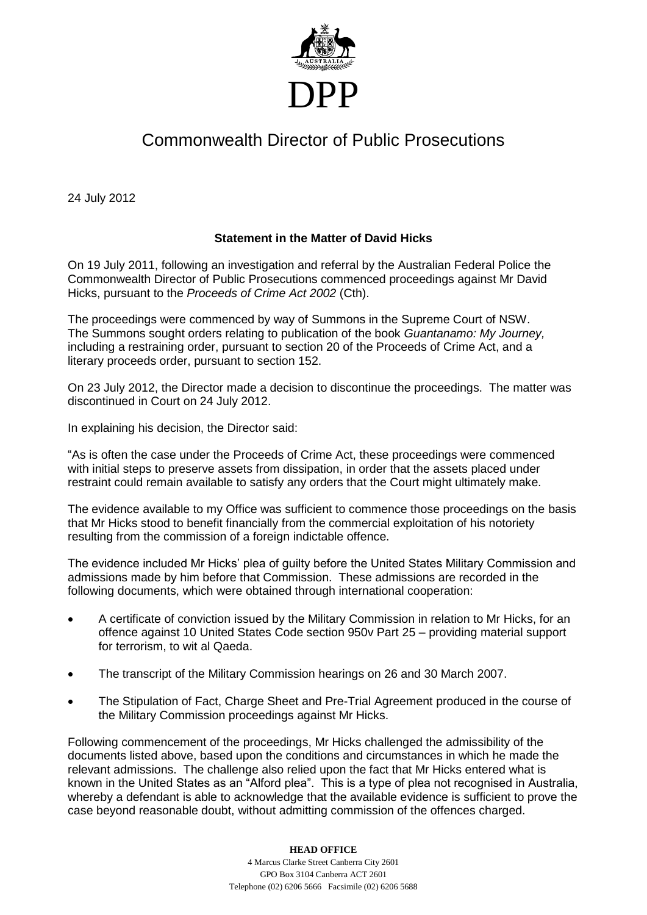DPP

# Commonwealth Director of Public Prosecutions

24 July 2012

**Statement in the Matter of David Hicks**

On 19 July 2011, following an investigation and referral by the Australian Federal Police the Commonwealth Director of Public Prosecutions commenced proceedings against Mr David Hicks, pursuant to the *Proceeds of Crime Act 2002* (Cth).

The proceedings were commenced by way of Summons in the Supreme Court of NSW. The Summons sought orders relating to publication of the book *Guantanamo: My Journey,* including a restraining order, pursuant to section 20 of the Proceeds of Crime Act, and a literary proceeds order, pursuant to section 152.

On 23 July 2012, the Director made a decision to discontinue the proceedings. The matter was discontinued in Court on 24 July 2012.

In explaining his decision, the Director said:

"As is often the case under the Proceeds of Crime Act, these proceedings were commenced with initial steps to preserve assets from dissipation, in order that the assets placed under restraint could remain available to satisfy any orders that the Court might ultimately make.

The evidence available to my Office was sufficient to commence those proceedings on the basis that Mr Hicks stood to benefit financially from the commercial exploitation of his notoriety resulting from the commission of a foreign indictable offence.

The evidence included Mr Hicks' plea of guilty before the United States Military Commission and admissions made by him before that Commission. These admissions are recorded in the following documents, which were obtained through international cooperation:

- A certificate of conviction issued by the Military Commission in relation to Mr Hicks, for an offence against 10 United States Code section 950v Part 25 – providing material support for terrorism, to wit al Qaeda.
- The transcript of the Military Commission hearings on 26 and 30 March 2007.
- The Stipulation of Fact, Charge Sheet and Pre-Trial Agreement produced in the course of the Military Commission proceedings against Mr Hicks.

Following commencement of the proceedings, Mr Hicks challenged the admissibility of the documents listed above, based upon the conditions and circumstances in which he made the relevant admissions. The challenge also relied upon the fact that Mr Hicks entered what is known in the United States as an "Alford plea". This is a type of plea not recognised in Australia, whereby a defendant is able to acknowledge that the available evidence is sufficient to prove the case beyond reasonable doubt, without admitting commission of the offences charged.

**HEAD OFFICE**
4 Marcus Clarke Street Canberra City 2601
GPO Box 3104 Canberra ACT 2601
Telephone (02) 6206 5666 Facsimile (02) 6206 5688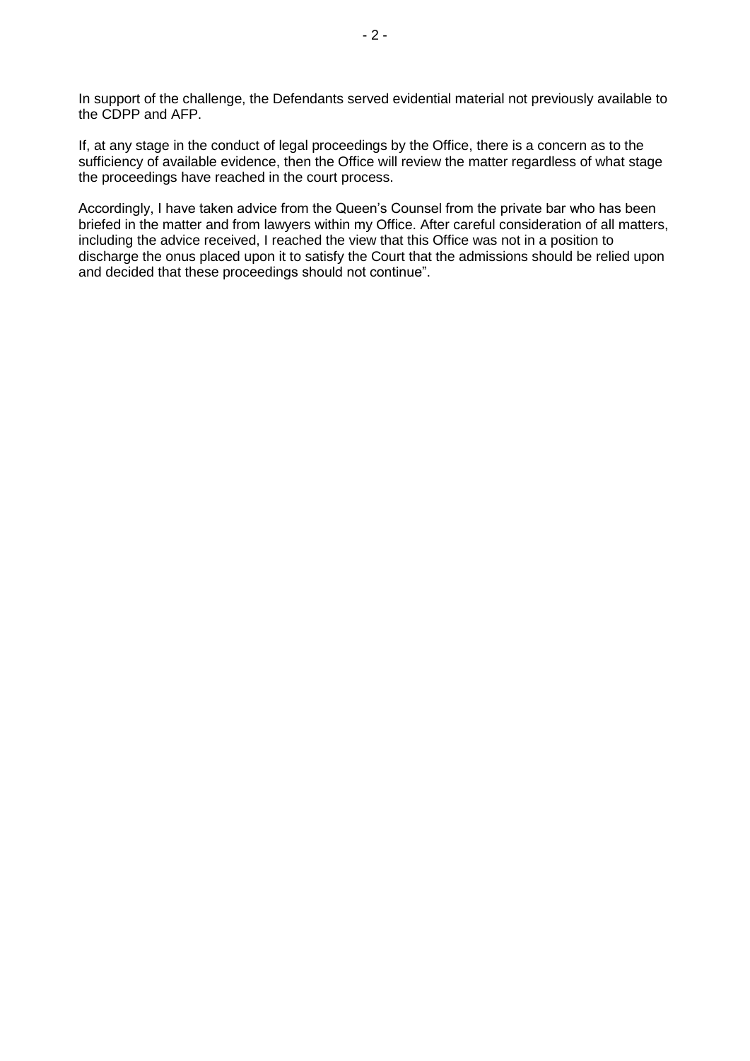In support of the challenge, the Defendants served evidential material not previously available to the CDPP and AFP.

If, at any stage in the conduct of legal proceedings by the Office, there is a concern as to the sufficiency of available evidence, then the Office will review the matter regardless of what stage the proceedings have reached in the court process.

Accordingly, I have taken advice from the Queen's Counsel from the private bar who has been briefed in the matter and from lawyers within my Office. After careful consideration of all matters, including the advice received, I reached the view that this Office was not in a position to discharge the onus placed upon it to satisfy the Court that the admissions should be relied upon and decided that these proceedings should not continue".